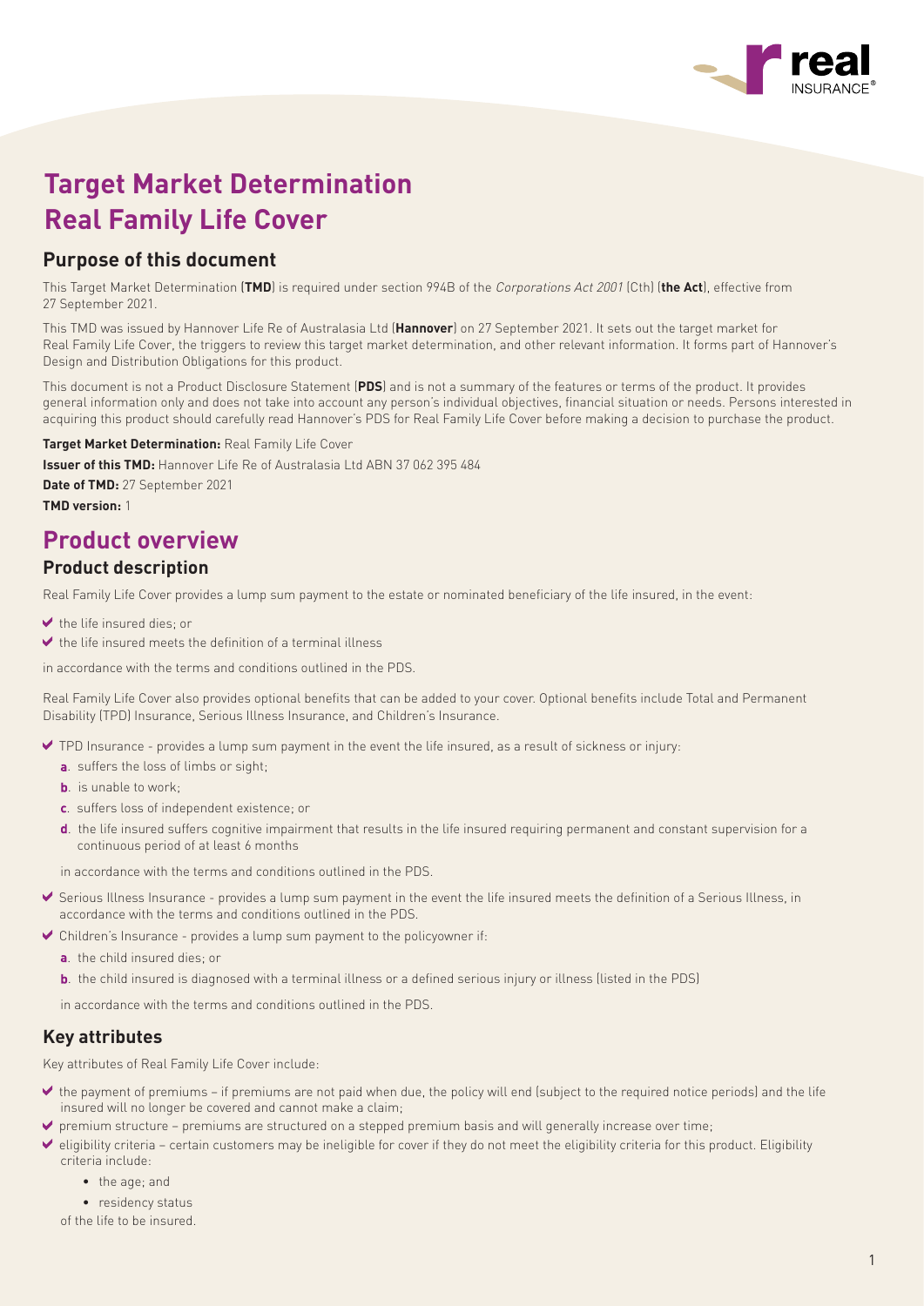# Target Market Determination
# Real Family Life Cover

## Purpose of this document

This Target Market Determination (**TMD**) is required under section 994B of the *Corporations Act 2001* (Cth) (**the Act**), effective from 27 September 2021.

This TMD was issued by Hannover Life Re of Australasia Ltd (**Hannover**) on 27 September 2021. It sets out the target market for Real Family Life Cover, the triggers to review this target market determination, and other relevant information. It forms part of Hannover's Design and Distribution Obligations for this product.

This document is not a Product Disclosure Statement (**PDS**) and is not a summary of the features or terms of the product. It provides general information only and does not take into account any person's individual objectives, financial situation or needs. Persons interested in acquiring this product should carefully read Hannover's PDS for Real Family Life Cover before making a decision to purchase the product.

**Target Market Determination:** Real Family Life Cover

**Issuer of this TMD:** Hannover Life Re of Australasia Ltd ABN 37 062 395 484

**Date of TMD:** 27 September 2021

**TMD version:** 1

# Product overview

## Product description

Real Family Life Cover provides a lump sum payment to the estate or nominated beneficiary of the life insured, in the event:

- the life insured dies; or
- the life insured meets the definition of a terminal illness

in accordance with the terms and conditions outlined in the PDS.

Real Family Life Cover also provides optional benefits that can be added to your cover. Optional benefits include Total and Permanent Disability (TPD) Insurance, Serious Illness Insurance, and Children's Insurance.

- TPD Insurance - provides a lump sum payment in the event the life insured, as a result of sickness or injury:
  - **a**. suffers the loss of limbs or sight;
  - **b**. is unable to work;
  - **c**. suffers loss of independent existence; or
  - **d**. the life insured suffers cognitive impairment that results in the life insured requiring permanent and constant supervision for a continuous period of at least 6 months

  in accordance with the terms and conditions outlined in the PDS.
- Serious Illness Insurance - provides a lump sum payment in the event the life insured meets the definition of a Serious Illness, in accordance with the terms and conditions outlined in the PDS.
- Children's Insurance - provides a lump sum payment to the policyowner if:
  - **a**. the child insured dies; or
  - **b**. the child insured is diagnosed with a terminal illness or a defined serious injury or illness (listed in the PDS)

  in accordance with the terms and conditions outlined in the PDS.

## Key attributes

Key attributes of Real Family Life Cover include:

- the payment of premiums – if premiums are not paid when due, the policy will end (subject to the required notice periods) and the life insured will no longer be covered and cannot make a claim;
- premium structure – premiums are structured on a stepped premium basis and will generally increase over time;
- eligibility criteria – certain customers may be ineligible for cover if they do not meet the eligibility criteria for this product. Eligibility criteria include:
  - the age; and
  - residency status

  of the life to be insured.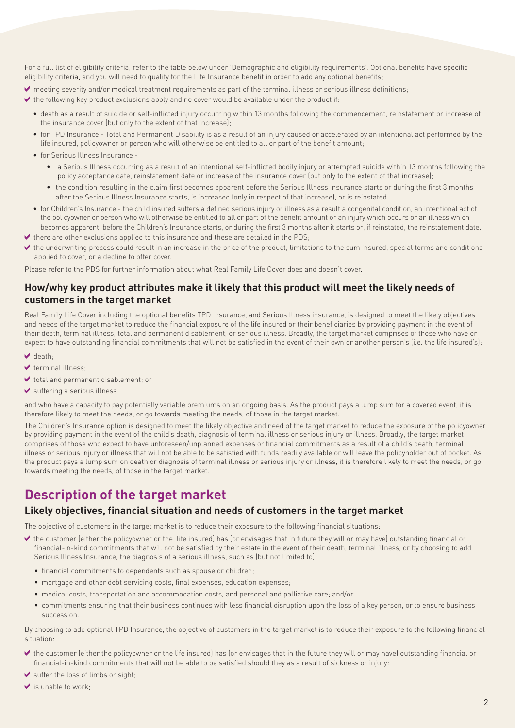For a full list of eligibility criteria, refer to the table below under 'Demographic and eligibility requirements'. Optional benefits have specific eligibility criteria, and you will need to qualify for the Life Insurance benefit in order to add any optional benefits;

- ✔ meeting severity and/or medical treatment requirements as part of the terminal illness or serious illness definitions;
- ✔ the following key product exclusions apply and no cover would be available under the product if:
  - death as a result of suicide or self-inflicted injury occurring within 13 months following the commencement, reinstatement or increase of the insurance cover (but only to the extent of that increase);
  - for TPD Insurance - Total and Permanent Disability is as a result of an injury caused or accelerated by an intentional act performed by the life insured, policyowner or person who will otherwise be entitled to all or part of the benefit amount;
  - for Serious Illness Insurance -
    - a Serious Illness occurring as a result of an intentional self-inflicted bodily injury or attempted suicide within 13 months following the policy acceptance date, reinstatement date or increase of the insurance cover (but only to the extent of that increase);
    - the condition resulting in the claim first becomes apparent before the Serious Illness Insurance starts or during the first 3 months after the Serious Illness Insurance starts, is increased (only in respect of that increase), or is reinstated.
  - for Children's Insurance - the child insured suffers a defined serious injury or illness as a result a congenital condition, an intentional act of the policyowner or person who will otherwise be entitled to all or part of the benefit amount or an injury which occurs or an illness which becomes apparent, before the Children's Insurance starts, or during the first 3 months after it starts or, if reinstated, the reinstatement date.
- ✔ there are other exclusions applied to this insurance and these are detailed in the PDS;
- ✔ the underwriting process could result in an increase in the price of the product, limitations to the sum insured, special terms and conditions applied to cover, or a decline to offer cover.

Please refer to the PDS for further information about what Real Family Life Cover does and doesn't cover.

### How/why key product attributes make it likely that this product will meet the likely needs of customers in the target market

Real Family Life Cover including the optional benefits TPD Insurance, and Serious Illness insurance, is designed to meet the likely objectives and needs of the target market to reduce the financial exposure of the life insured or their beneficiaries by providing payment in the event of their death, terminal illness, total and permanent disablement, or serious illness. Broadly, the target market comprises of those who have or expect to have outstanding financial commitments that will not be satisfied in the event of their own or another person's (i.e. the life insured's):

- ✔ death;
- ✔ terminal illness;
- ✔ total and permanent disablement; or
- ✔ suffering a serious illness

and who have a capacity to pay potentially variable premiums on an ongoing basis. As the product pays a lump sum for a covered event, it is therefore likely to meet the needs, or go towards meeting the needs, of those in the target market.

The Children's Insurance option is designed to meet the likely objective and need of the target market to reduce the exposure of the policyowner by providing payment in the event of the child's death, diagnosis of terminal illness or serious injury or illness. Broadly, the target market comprises of those who expect to have unforeseen/unplanned expenses or financial commitments as a result of a child's death, terminal illness or serious injury or illness that will not be able to be satisfied with funds readily available or will leave the policyholder out of pocket. As the product pays a lump sum on death or diagnosis of terminal illness or serious injury or illness, it is therefore likely to meet the needs, or go towards meeting the needs, of those in the target market.

## Description of the target market

### Likely objectives, financial situation and needs of customers in the target market

The objective of customers in the target market is to reduce their exposure to the following financial situations:

- ✔ the customer (either the policyowner or the life insured) has (or envisages that in future they will or may have) outstanding financial or financial-in-kind commitments that will not be satisfied by their estate in the event of their death, terminal illness, or by choosing to add Serious Illness Insurance, the diagnosis of a serious illness, such as (but not limited to):
  - financial commitments to dependents such as spouse or children;
  - mortgage and other debt servicing costs, final expenses, education expenses;
  - medical costs, transportation and accommodation costs, and personal and palliative care; and/or
  - commitments ensuring that their business continues with less financial disruption upon the loss of a key person, or to ensure business succession.

By choosing to add optional TPD Insurance, the objective of customers in the target market is to reduce their exposure to the following financial situation:

- ✔ the customer (either the policyowner or the life insured) has (or envisages that in the future they will or may have) outstanding financial or financial-in-kind commitments that will not be able to be satisfied should they as a result of sickness or injury:
- ✔ suffer the loss of limbs or sight;
- ✔ is unable to work;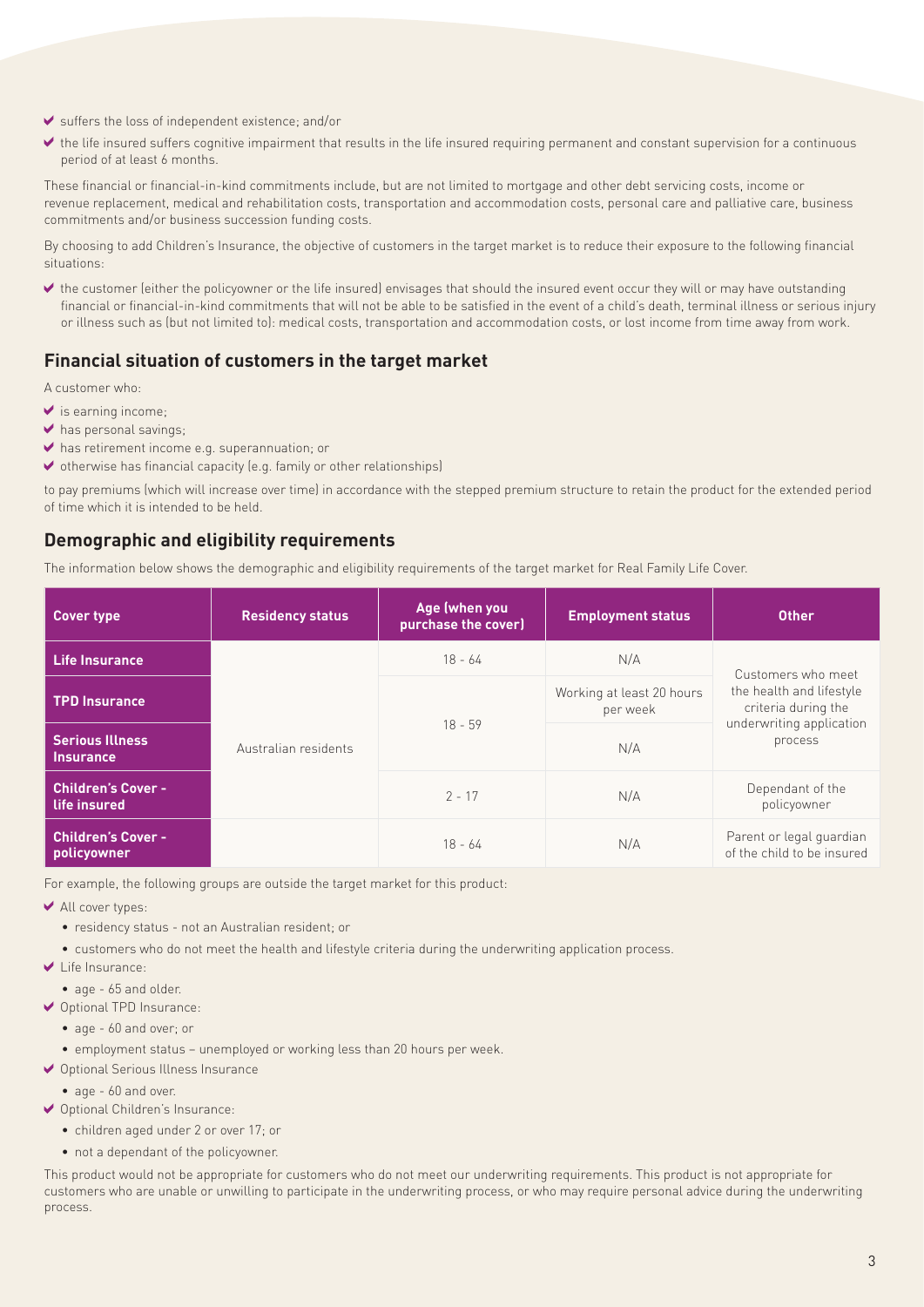- suffers the loss of independent existence; and/or
- the life insured suffers cognitive impairment that results in the life insured requiring permanent and constant supervision for a continuous period of at least 6 months.

These financial or financial-in-kind commitments include, but are not limited to mortgage and other debt servicing costs, income or revenue replacement, medical and rehabilitation costs, transportation and accommodation costs, personal care and palliative care, business commitments and/or business succession funding costs.

By choosing to add Children's Insurance, the objective of customers in the target market is to reduce their exposure to the following financial situations:

- the customer (either the policyowner or the life insured) envisages that should the insured event occur they will or may have outstanding financial or financial-in-kind commitments that will not be able to be satisfied in the event of a child's death, terminal illness or serious injury or illness such as (but not limited to): medical costs, transportation and accommodation costs, or lost income from time away from work.

## Financial situation of customers in the target market

A customer who:

- is earning income;
- has personal savings;
- has retirement income e.g. superannuation; or
- otherwise has financial capacity (e.g. family or other relationships)

to pay premiums (which will increase over time) in accordance with the stepped premium structure to retain the product for the extended period of time which it is intended to be held.

## Demographic and eligibility requirements

The information below shows the demographic and eligibility requirements of the target market for Real Family Life Cover.

| Cover type | Residency status | Age (when you purchase the cover) | Employment status | Other |
|---|---|---|---|---|
| **Life Insurance** | Australian residents | 18 - 64 | N/A | Customers who meet the health and lifestyle criteria during the underwriting application process |
| **TPD Insurance** | | 18 - 59 | Working at least 20 hours per week | |
| **Serious Illness Insurance** | | | N/A | |
| **Children's Cover - life insured** | | 2 - 17 | N/A | Dependant of the policyowner |
| **Children's Cover - policyowner** | | 18 - 64 | N/A | Parent or legal guardian of the child to be insured |

For example, the following groups are outside the target market for this product:

- All cover types:
  - residency status - not an Australian resident; or
  - customers who do not meet the health and lifestyle criteria during the underwriting application process.
- Life Insurance:
  - age - 65 and older.
- Optional TPD Insurance:
  - age - 60 and over; or
  - employment status – unemployed or working less than 20 hours per week.
- Optional Serious Illness Insurance
  - age - 60 and over.
- Optional Children's Insurance:
  - children aged under 2 or over 17; or
  - not a dependant of the policyowner.

This product would not be appropriate for customers who do not meet our underwriting requirements. This product is not appropriate for customers who are unable or unwilling to participate in the underwriting process, or who may require personal advice during the underwriting process.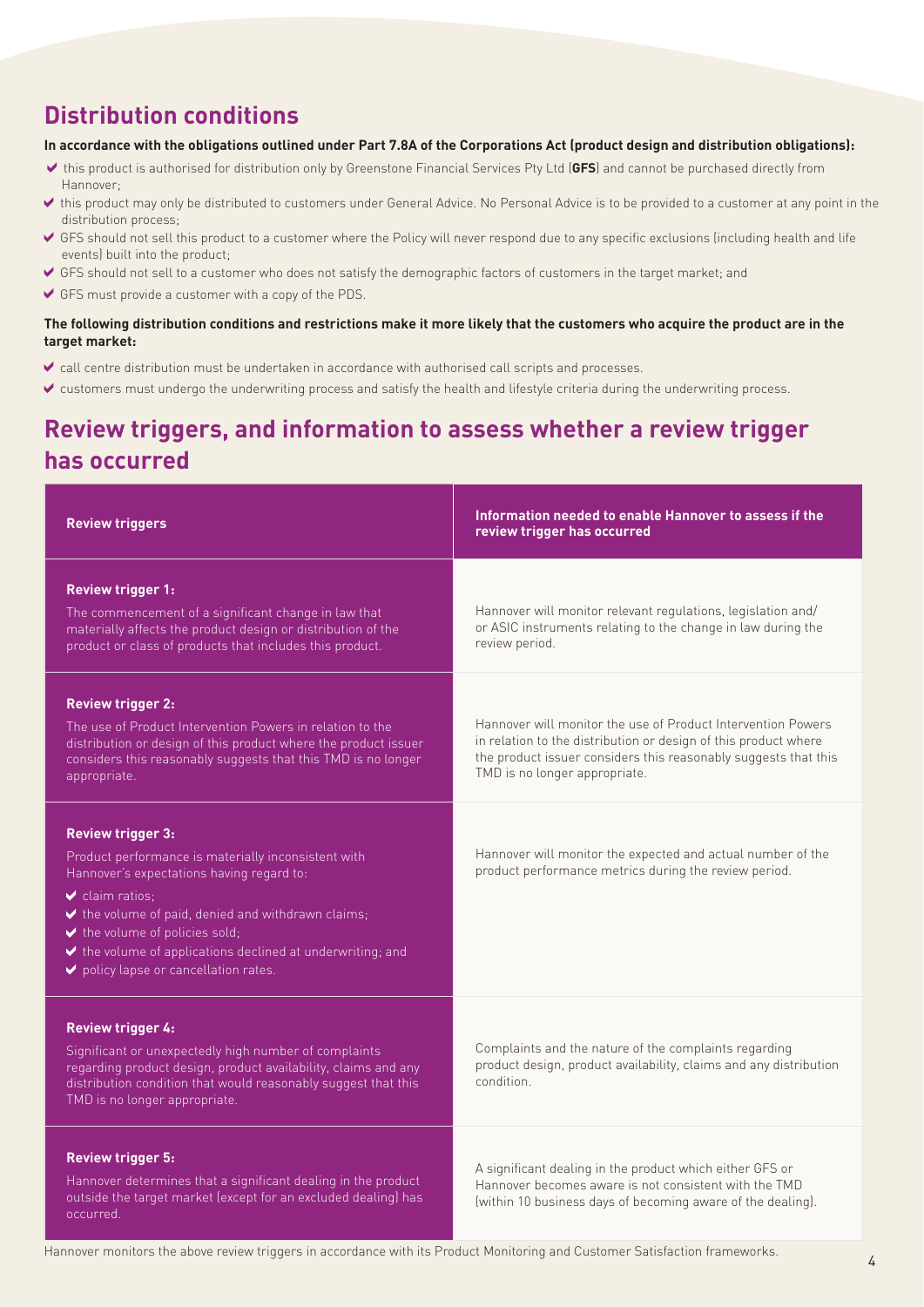## Distribution conditions

**In accordance with the obligations outlined under Part 7.8A of the Corporations Act (product design and distribution obligations):**

- this product is authorised for distribution only by Greenstone Financial Services Pty Ltd (**GFS**) and cannot be purchased directly from Hannover;
- this product may only be distributed to customers under General Advice. No Personal Advice is to be provided to a customer at any point in the distribution process;
- GFS should not sell this product to a customer where the Policy will never respond due to any specific exclusions (including health and life events) built into the product;
- GFS should not sell to a customer who does not satisfy the demographic factors of customers in the target market; and
- GFS must provide a customer with a copy of the PDS.

**The following distribution conditions and restrictions make it more likely that the customers who acquire the product are in the target market:**

- call centre distribution must be undertaken in accordance with authorised call scripts and processes.
- customers must undergo the underwriting process and satisfy the health and lifestyle criteria during the underwriting process.

## Review triggers, and information to assess whether a review trigger has occurred

| Review triggers | Information needed to enable Hannover to assess if the review trigger has occurred |
|---|---|
| **Review trigger 1:** The commencement of a significant change in law that materially affects the product design or distribution of the product or class of products that includes this product. | Hannover will monitor relevant regulations, legislation and/or ASIC instruments relating to the change in law during the review period. |
| **Review trigger 2:** The use of Product Intervention Powers in relation to the distribution or design of this product where the product issuer considers this reasonably suggests that this TMD is no longer appropriate. | Hannover will monitor the use of Product Intervention Powers in relation to the distribution or design of this product where the product issuer considers this reasonably suggests that this TMD is no longer appropriate. |
| **Review trigger 3:** Product performance is materially inconsistent with Hannover's expectations having regard to: <br>- claim ratios;<br>- the volume of paid, denied and withdrawn claims;<br>- the volume of policies sold;<br>- the volume of applications declined at underwriting; and<br>- policy lapse or cancellation rates. | Hannover will monitor the expected and actual number of the product performance metrics during the review period. |
| **Review trigger 4:** Significant or unexpectedly high number of complaints regarding product design, product availability, claims and any distribution condition that would reasonably suggest that this TMD is no longer appropriate. | Complaints and the nature of the complaints regarding product design, product availability, claims and any distribution condition. |
| **Review trigger 5:** Hannover determines that a significant dealing in the product outside the target market (except for an excluded dealing) has occurred. | A significant dealing in the product which either GFS or Hannover becomes aware is not consistent with the TMD (within 10 business days of becoming aware of the dealing). |

Hannover monitors the above review triggers in accordance with its Product Monitoring and Customer Satisfaction frameworks.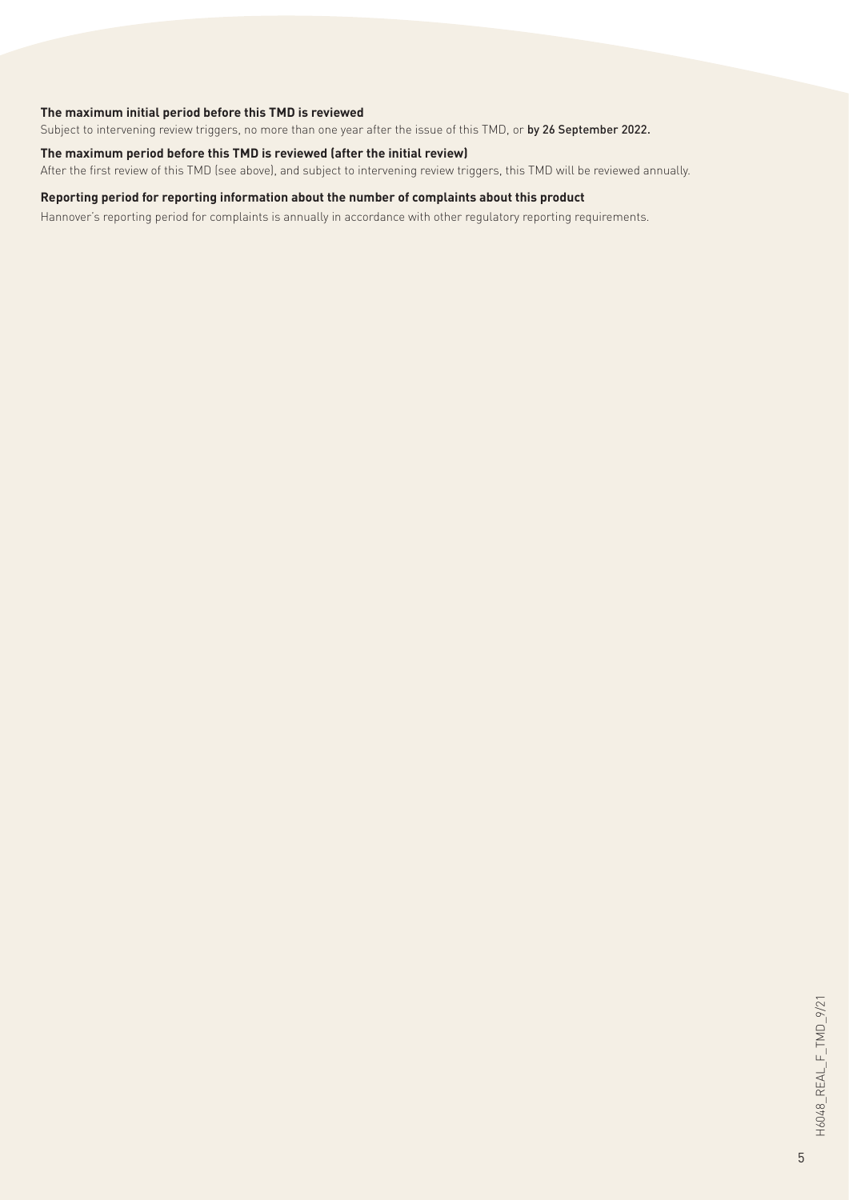**The maximum initial period before this TMD is reviewed**

Subject to intervening review triggers, no more than one year after the issue of this TMD, or **by 26 September 2022.**

**The maximum period before this TMD is reviewed (after the initial review)**

After the first review of this TMD (see above), and subject to intervening review triggers, this TMD will be reviewed annually.

**Reporting period for reporting information about the number of complaints about this product**

Hannover's reporting period for complaints is annually in accordance with other regulatory reporting requirements.

H6048_REAL_F_TMD_9/21